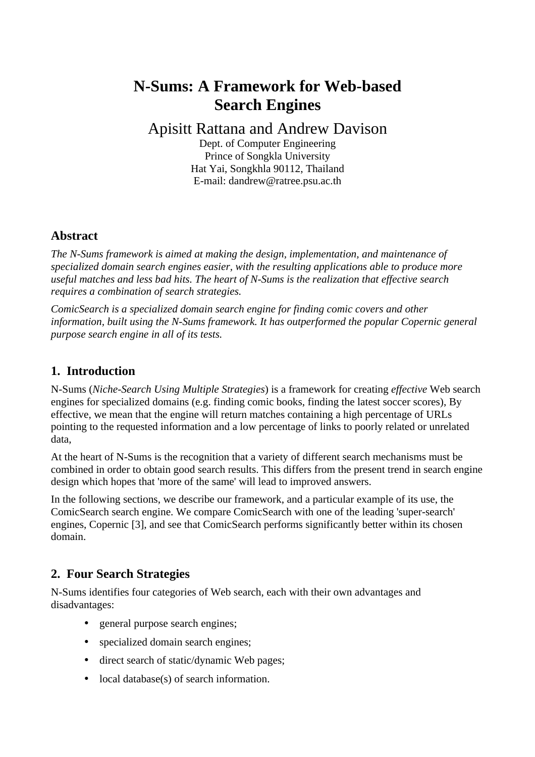# N-Sums: A Framework for Web-based Search Engines

Apisitt Rattana and Andrew Davison

Dept. of Computer Engineering
Prince of Songkla University
Hat Yai, Songkhla 90112, Thailand
E-mail: dandrew@ratree.psu.ac.th

## Abstract

*The N-Sums framework is aimed at making the design, implementation, and maintenance of specialized domain search engines easier, with the resulting applications able to produce more useful matches and less bad hits. The heart of N-Sums is the realization that effective search requires a combination of search strategies.*

*ComicSearch is a specialized domain search engine for finding comic covers and other information, built using the N-Sums framework. It has outperformed the popular Copernic general purpose search engine in all of its tests.*

## 1. Introduction

N-Sums (*Niche-Search Using Multiple Strategies*) is a framework for creating *effective* Web search engines for specialized domains (e.g. finding comic books, finding the latest soccer scores), By effective, we mean that the engine will return matches containing a high percentage of URLs pointing to the requested information and a low percentage of links to poorly related or unrelated data,

At the heart of N-Sums is the recognition that a variety of different search mechanisms must be combined in order to obtain good search results. This differs from the present trend in search engine design which hopes that 'more of the same' will lead to improved answers.

In the following sections, we describe our framework, and a particular example of its use, the ComicSearch search engine. We compare ComicSearch with one of the leading 'super-search' engines, Copernic [3], and see that ComicSearch performs significantly better within its chosen domain.

## 2. Four Search Strategies

N-Sums identifies four categories of Web search, each with their own advantages and disadvantages:

- general purpose search engines;
- specialized domain search engines;
- direct search of static/dynamic Web pages;
- local database(s) of search information.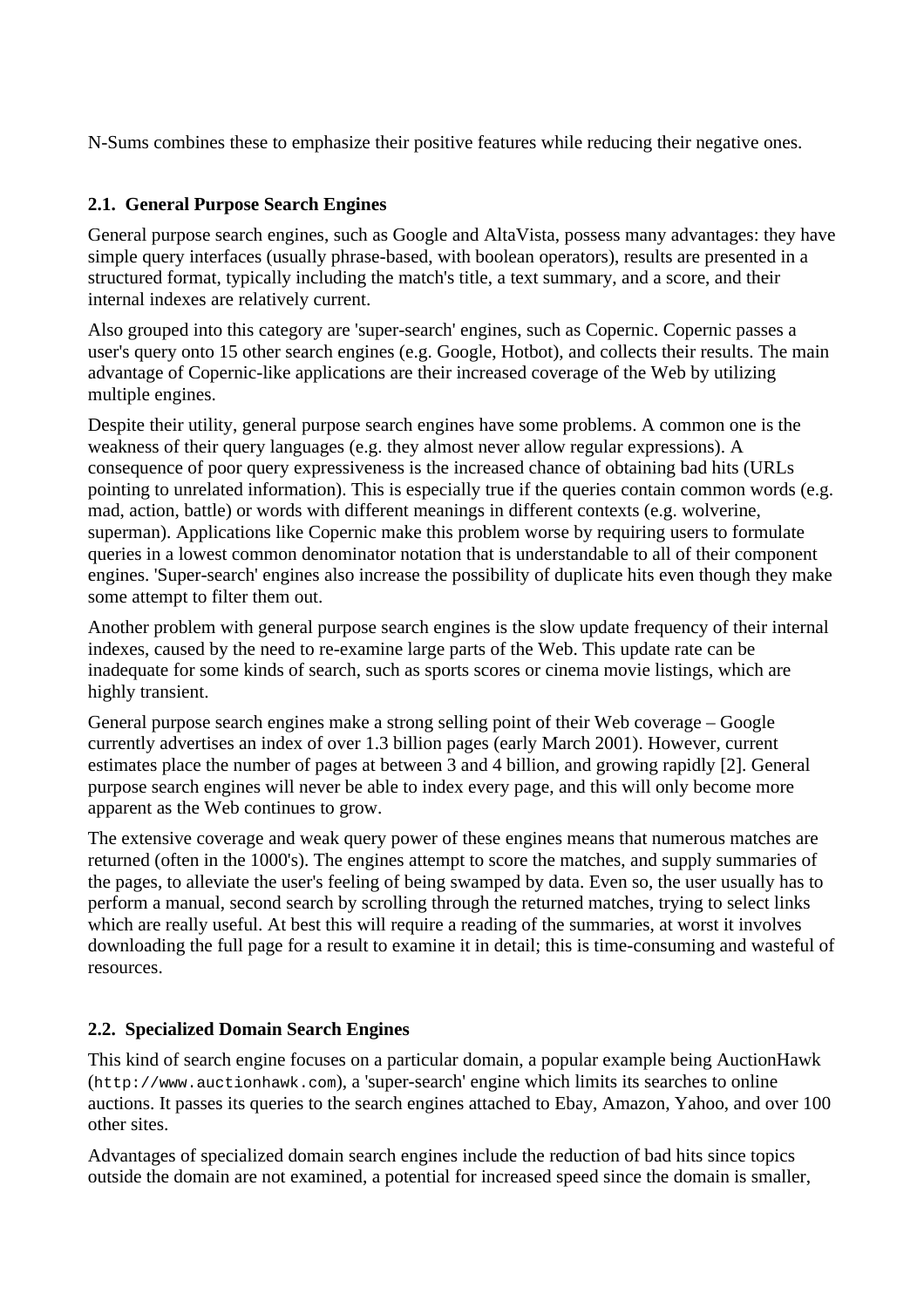N-Sums combines these to emphasize their positive features while reducing their negative ones.

### 2.1. General Purpose Search Engines

General purpose search engines, such as Google and AltaVista, possess many advantages: they have simple query interfaces (usually phrase-based, with boolean operators), results are presented in a structured format, typically including the match's title, a text summary, and a score, and their internal indexes are relatively current.

Also grouped into this category are 'super-search' engines, such as Copernic. Copernic passes a user's query onto 15 other search engines (e.g. Google, Hotbot), and collects their results. The main advantage of Copernic-like applications are their increased coverage of the Web by utilizing multiple engines.

Despite their utility, general purpose search engines have some problems. A common one is the weakness of their query languages (e.g. they almost never allow regular expressions). A consequence of poor query expressiveness is the increased chance of obtaining bad hits (URLs pointing to unrelated information). This is especially true if the queries contain common words (e.g. mad, action, battle) or words with different meanings in different contexts (e.g. wolverine, superman). Applications like Copernic make this problem worse by requiring users to formulate queries in a lowest common denominator notation that is understandable to all of their component engines. 'Super-search' engines also increase the possibility of duplicate hits even though they make some attempt to filter them out.

Another problem with general purpose search engines is the slow update frequency of their internal indexes, caused by the need to re-examine large parts of the Web. This update rate can be inadequate for some kinds of search, such as sports scores or cinema movie listings, which are highly transient.

General purpose search engines make a strong selling point of their Web coverage – Google currently advertises an index of over 1.3 billion pages (early March 2001). However, current estimates place the number of pages at between 3 and 4 billion, and growing rapidly [2]. General purpose search engines will never be able to index every page, and this will only become more apparent as the Web continues to grow.

The extensive coverage and weak query power of these engines means that numerous matches are returned (often in the 1000's). The engines attempt to score the matches, and supply summaries of the pages, to alleviate the user's feeling of being swamped by data. Even so, the user usually has to perform a manual, second search by scrolling through the returned matches, trying to select links which are really useful. At best this will require a reading of the summaries, at worst it involves downloading the full page for a result to examine it in detail; this is time-consuming and wasteful of resources.

### 2.2. Specialized Domain Search Engines

This kind of search engine focuses on a particular domain, a popular example being AuctionHawk (`http://www.auctionhawk.com`), a 'super-search' engine which limits its searches to online auctions. It passes its queries to the search engines attached to Ebay, Amazon, Yahoo, and over 100 other sites.

Advantages of specialized domain search engines include the reduction of bad hits since topics outside the domain are not examined, a potential for increased speed since the domain is smaller,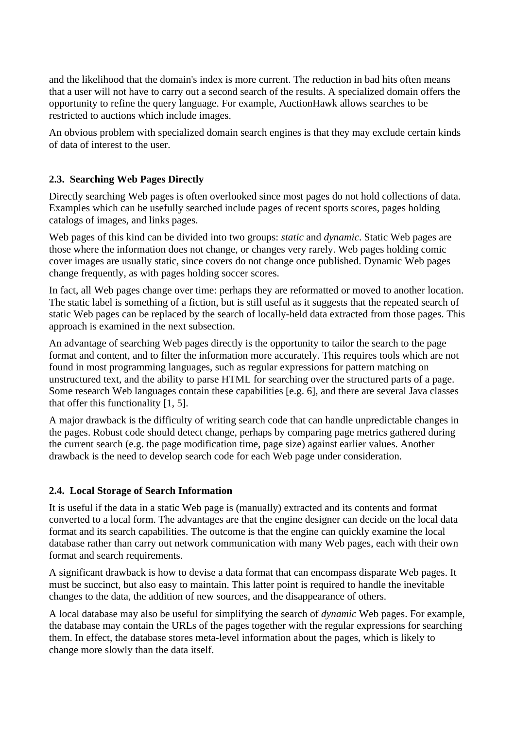and the likelihood that the domain's index is more current. The reduction in bad hits often means that a user will not have to carry out a second search of the results. A specialized domain offers the opportunity to refine the query language. For example, AuctionHawk allows searches to be restricted to auctions which include images.

An obvious problem with specialized domain search engines is that they may exclude certain kinds of data of interest to the user.

### 2.3. Searching Web Pages Directly

Directly searching Web pages is often overlooked since most pages do not hold collections of data. Examples which can be usefully searched include pages of recent sports scores, pages holding catalogs of images, and links pages.

Web pages of this kind can be divided into two groups: *static* and *dynamic*. Static Web pages are those where the information does not change, or changes very rarely. Web pages holding comic cover images are usually static, since covers do not change once published. Dynamic Web pages change frequently, as with pages holding soccer scores.

In fact, all Web pages change over time: perhaps they are reformatted or moved to another location. The static label is something of a fiction, but is still useful as it suggests that the repeated search of static Web pages can be replaced by the search of locally-held data extracted from those pages. This approach is examined in the next subsection.

An advantage of searching Web pages directly is the opportunity to tailor the search to the page format and content, and to filter the information more accurately. This requires tools which are not found in most programming languages, such as regular expressions for pattern matching on unstructured text, and the ability to parse HTML for searching over the structured parts of a page. Some research Web languages contain these capabilities [e.g. 6], and there are several Java classes that offer this functionality [1, 5].

A major drawback is the difficulty of writing search code that can handle unpredictable changes in the pages. Robust code should detect change, perhaps by comparing page metrics gathered during the current search (e.g. the page modification time, page size) against earlier values. Another drawback is the need to develop search code for each Web page under consideration.

### 2.4. Local Storage of Search Information

It is useful if the data in a static Web page is (manually) extracted and its contents and format converted to a local form. The advantages are that the engine designer can decide on the local data format and its search capabilities. The outcome is that the engine can quickly examine the local database rather than carry out network communication with many Web pages, each with their own format and search requirements.

A significant drawback is how to devise a data format that can encompass disparate Web pages. It must be succinct, but also easy to maintain. This latter point is required to handle the inevitable changes to the data, the addition of new sources, and the disappearance of others.

A local database may also be useful for simplifying the search of *dynamic* Web pages. For example, the database may contain the URLs of the pages together with the regular expressions for searching them. In effect, the database stores meta-level information about the pages, which is likely to change more slowly than the data itself.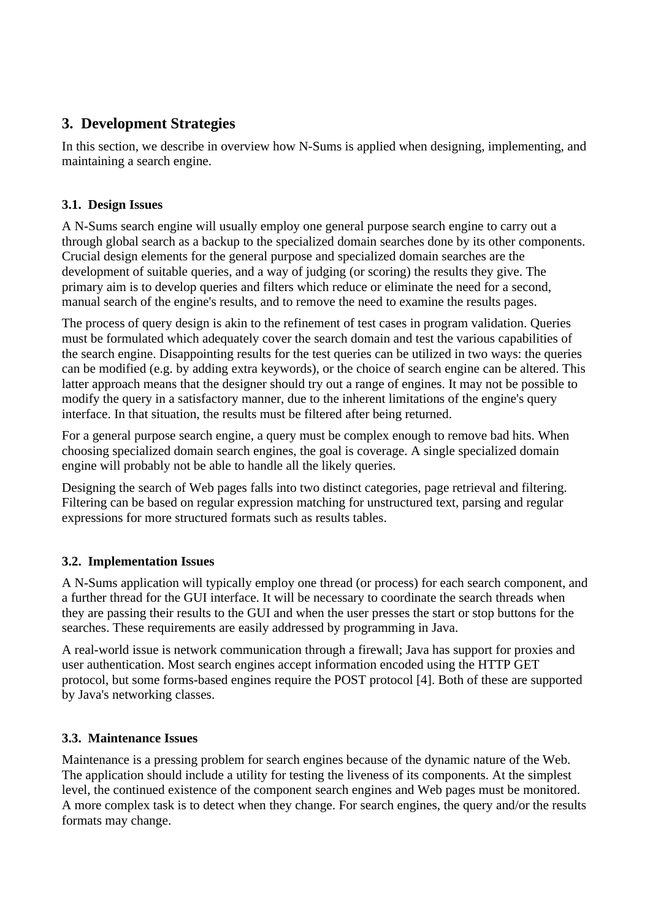## 3. Development Strategies

In this section, we describe in overview how N-Sums is applied when designing, implementing, and maintaining a search engine.

### 3.1. Design Issues

A N-Sums search engine will usually employ one general purpose search engine to carry out a through global search as a backup to the specialized domain searches done by its other components. Crucial design elements for the general purpose and specialized domain searches are the development of suitable queries, and a way of judging (or scoring) the results they give. The primary aim is to develop queries and filters which reduce or eliminate the need for a second, manual search of the engine's results, and to remove the need to examine the results pages.

The process of query design is akin to the refinement of test cases in program validation. Queries must be formulated which adequately cover the search domain and test the various capabilities of the search engine. Disappointing results for the test queries can be utilized in two ways: the queries can be modified (e.g. by adding extra keywords), or the choice of search engine can be altered. This latter approach means that the designer should try out a range of engines. It may not be possible to modify the query in a satisfactory manner, due to the inherent limitations of the engine's query interface. In that situation, the results must be filtered after being returned.

For a general purpose search engine, a query must be complex enough to remove bad hits. When choosing specialized domain search engines, the goal is coverage. A single specialized domain engine will probably not be able to handle all the likely queries.

Designing the search of Web pages falls into two distinct categories, page retrieval and filtering. Filtering can be based on regular expression matching for unstructured text, parsing and regular expressions for more structured formats such as results tables.

### 3.2. Implementation Issues

A N-Sums application will typically employ one thread (or process) for each search component, and a further thread for the GUI interface. It will be necessary to coordinate the search threads when they are passing their results to the GUI and when the user presses the start or stop buttons for the searches. These requirements are easily addressed by programming in Java.

A real-world issue is network communication through a firewall; Java has support for proxies and user authentication. Most search engines accept information encoded using the HTTP GET protocol, but some forms-based engines require the POST protocol [4]. Both of these are supported by Java's networking classes.

### 3.3. Maintenance Issues

Maintenance is a pressing problem for search engines because of the dynamic nature of the Web. The application should include a utility for testing the liveness of its components. At the simplest level, the continued existence of the component search engines and Web pages must be monitored. A more complex task is to detect when they change. For search engines, the query and/or the results formats may change.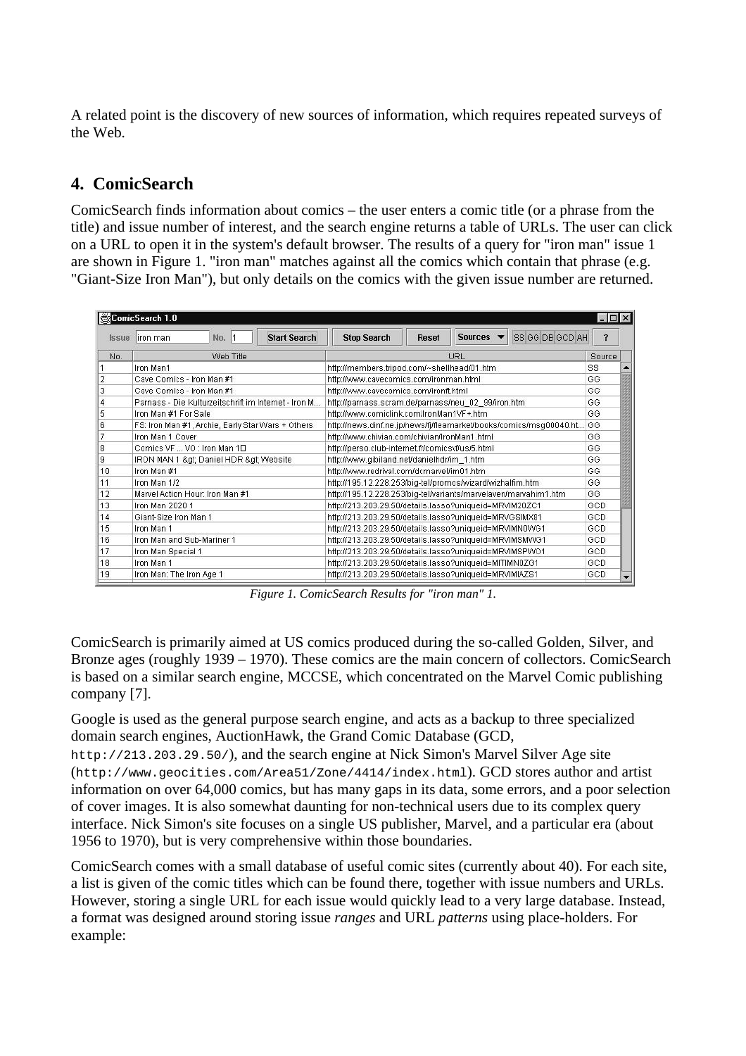A related point is the discovery of new sources of information, which requires repeated surveys of the Web.

## 4. ComicSearch

ComicSearch finds information about comics – the user enters a comic title (or a phrase from the title) and issue number of interest, and the search engine returns a table of URLs. The user can click on a URL to open it in the system's default browser. The results of a query for "iron man" issue 1 are shown in Figure 1. "iron man" matches against all the comics which contain that phrase (e.g. "Giant-Size Iron Man"), but only details on the comics with the given issue number are returned.

ComicSearch 1.0

Issue: iron man | No. 1 | Start Search | Stop Search | Reset | Sources | SS GG DB GCD AH | ?

| No. | Web Title | URL | Source |
|---|---|---|---|
| 1 | Iron Man1 | http://members.tripod.com/~shellhead/01.htm | SS |
| 2 | Cave Comics - Iron Man #1 | http://www.cavecomics.com/ironman.html | GG |
| 3 | Cave Comics - Iron Man #1 | http://www.cavecomics.com/ironft.html | GG |
| 4 | Parnass - Die Kulturzeitschrift im Internet - Iron M... | http://parnass.scram.de/parnass/neu_02_99/iron.htm | GG |
| 5 | Iron Man #1 For Sale | http://www.comiclink.com/IronMan1VF+.htm | GG |
| 6 | FS: Iron Man #1, Archie, Early Star Wars + Others | http://news.dinf.ne.jp/news/fj/fleamarket/books/comics/msg00040.ht... | GG |
| 7 | Iron Man 1 Cover | http://www.chivian.com/chivian/IronMan1.html | GG |
| 8 | Comics VF ... VO : Iron Man 1□ | http://perso.club-internet.fr/comicsvf/us/5.html | GG |
| 9 | IRON MAN 1 &gt; Daniel HDR &gt; Website | http://www.gibiland.net/danielhdr/im_1.htm | GG |
| 10 | Iron Man #1 | http://www.redrival.com/dcmarvel/im01.htm | GG |
| 11 | Iron Man 1/2 | http://195.12.228.253/big-tel/promos/wizard/wizhalfim.htm | GG |
| 12 | Marvel Action Hour: Iron Man #1 | http://195.12.228.253/big-tel/variants/marvelaven/marvahim1.htm | GG |
| 13 | Iron Man 2020 1 | http://213.203.29.50/details.lasso?uniqueid=MRVIM20ZC1 | GCD |
| 14 | Giant-Size Iron Man 1 | http://213.203.29.50/details.lasso?uniqueid=MRVGSIMX81 | GCD |
| 15 | Iron Man 1 | http://213.203.29.50/details.lasso?uniqueid=MRVIMN0WG1 | GCD |
| 16 | Iron Man and Sub-Mariner 1 | http://213.203.29.50/details.lasso?uniqueid=MRVIMSMWG1 | GCD |
| 17 | Iron Man Special 1 | http://213.203.29.50/details.lasso?uniqueid=MRVIMSPWO1 | GCD |
| 18 | Iron Man 1 | http://213.203.29.50/details.lasso?uniqueid=MITIMN0ZG1 | GCD |
| 19 | Iron Man: The Iron Age 1 | http://213.203.29.50/details.lasso?uniqueid=MRVIMIAZS1 | GCD |

*Figure 1. ComicSearch Results for "iron man" 1.*

ComicSearch is primarily aimed at US comics produced during the so-called Golden, Silver, and Bronze ages (roughly 1939 – 1970). These comics are the main concern of collectors. ComicSearch is based on a similar search engine, MCCSE, which concentrated on the Marvel Comic publishing company [7].

Google is used as the general purpose search engine, and acts as a backup to three specialized domain search engines, AuctionHawk, the Grand Comic Database (GCD, `http://213.203.29.50/`), and the search engine at Nick Simon's Marvel Silver Age site (`http://www.geocities.com/Area51/Zone/4414/index.html`). GCD stores author and artist information on over 64,000 comics, but has many gaps in its data, some errors, and a poor selection of cover images. It is also somewhat daunting for non-technical users due to its complex query interface. Nick Simon's site focuses on a single US publisher, Marvel, and a particular era (about 1956 to 1970), but is very comprehensive within those boundaries.

ComicSearch comes with a small database of useful comic sites (currently about 40). For each site, a list is given of the comic titles which can be found there, together with issue numbers and URLs. However, storing a single URL for each issue would quickly lead to a very large database. Instead, a format was designed around storing issue *ranges* and URL *patterns* using place-holders. For example: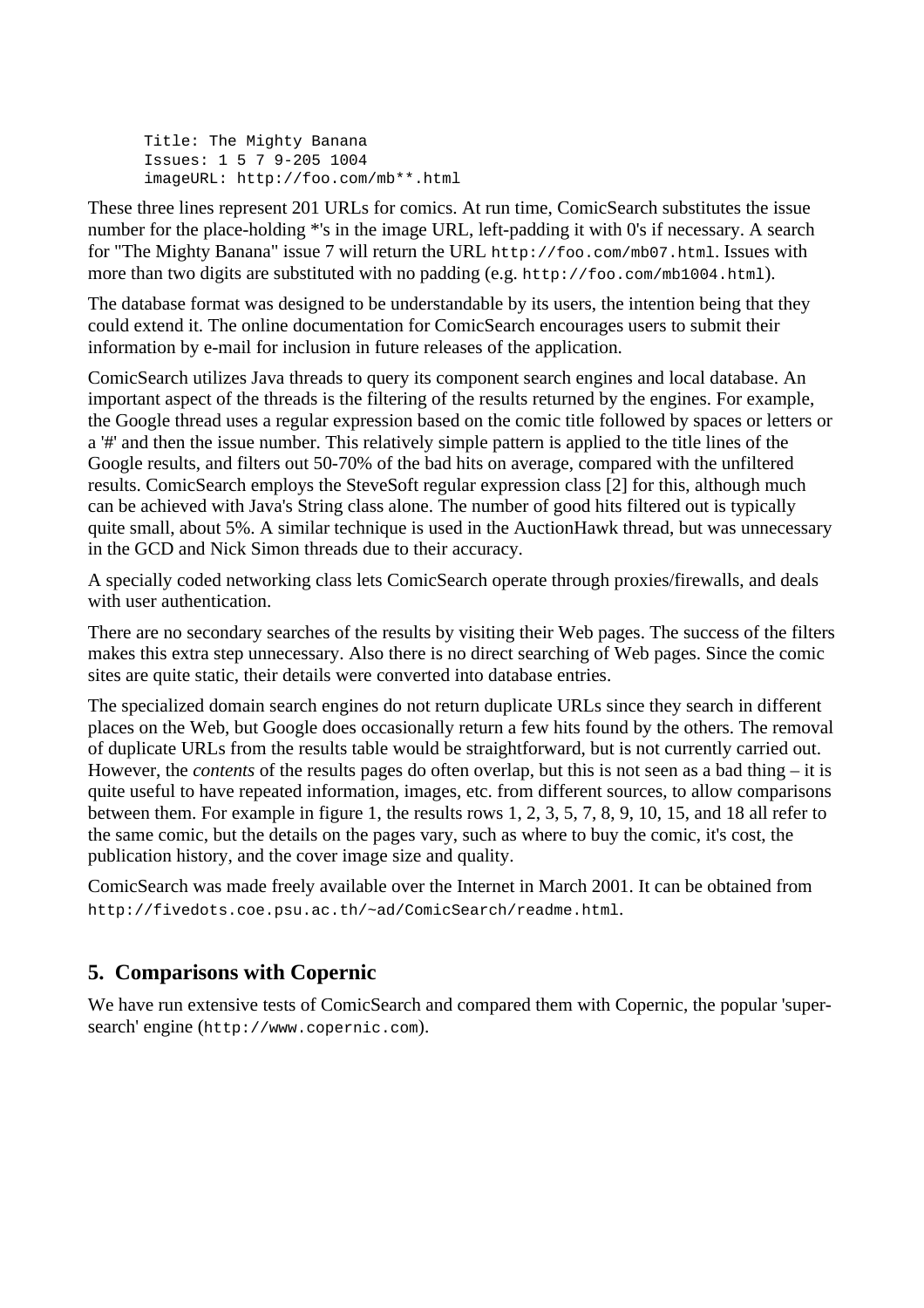```
Title: The Mighty Banana
Issues: 1 5 7 9-205 1004
imageURL: http://foo.com/mb**.html
```

These three lines represent 201 URLs for comics. At run time, ComicSearch substitutes the issue number for the place-holding *'s in the image URL, left-padding it with 0's if necessary. A search for "The Mighty Banana" issue 7 will return the URL `http://foo.com/mb07.html`. Issues with more than two digits are substituted with no padding (e.g. `http://foo.com/mb1004.html`).

The database format was designed to be understandable by its users, the intention being that they could extend it. The online documentation for ComicSearch encourages users to submit their information by e-mail for inclusion in future releases of the application.

ComicSearch utilizes Java threads to query its component search engines and local database. An important aspect of the threads is the filtering of the results returned by the engines. For example, the Google thread uses a regular expression based on the comic title followed by spaces or letters or a '#' and then the issue number. This relatively simple pattern is applied to the title lines of the Google results, and filters out 50-70% of the bad hits on average, compared with the unfiltered results. ComicSearch employs the SteveSoft regular expression class [2] for this, although much can be achieved with Java's String class alone. The number of good hits filtered out is typically quite small, about 5%. A similar technique is used in the AuctionHawk thread, but was unnecessary in the GCD and Nick Simon threads due to their accuracy.

A specially coded networking class lets ComicSearch operate through proxies/firewalls, and deals with user authentication.

There are no secondary searches of the results by visiting their Web pages. The success of the filters makes this extra step unnecessary. Also there is no direct searching of Web pages. Since the comic sites are quite static, their details were converted into database entries.

The specialized domain search engines do not return duplicate URLs since they search in different places on the Web, but Google does occasionally return a few hits found by the others. The removal of duplicate URLs from the results table would be straightforward, but is not currently carried out. However, the *contents* of the results pages do often overlap, but this is not seen as a bad thing – it is quite useful to have repeated information, images, etc. from different sources, to allow comparisons between them. For example in figure 1, the results rows 1, 2, 3, 5, 7, 8, 9, 10, 15, and 18 all refer to the same comic, but the details on the pages vary, such as where to buy the comic, it's cost, the publication history, and the cover image size and quality.

ComicSearch was made freely available over the Internet in March 2001. It can be obtained from `http://fivedots.coe.psu.ac.th/~ad/ComicSearch/readme.html`.

## 5. Comparisons with Copernic

We have run extensive tests of ComicSearch and compared them with Copernic, the popular 'super-search' engine (`http://www.copernic.com`).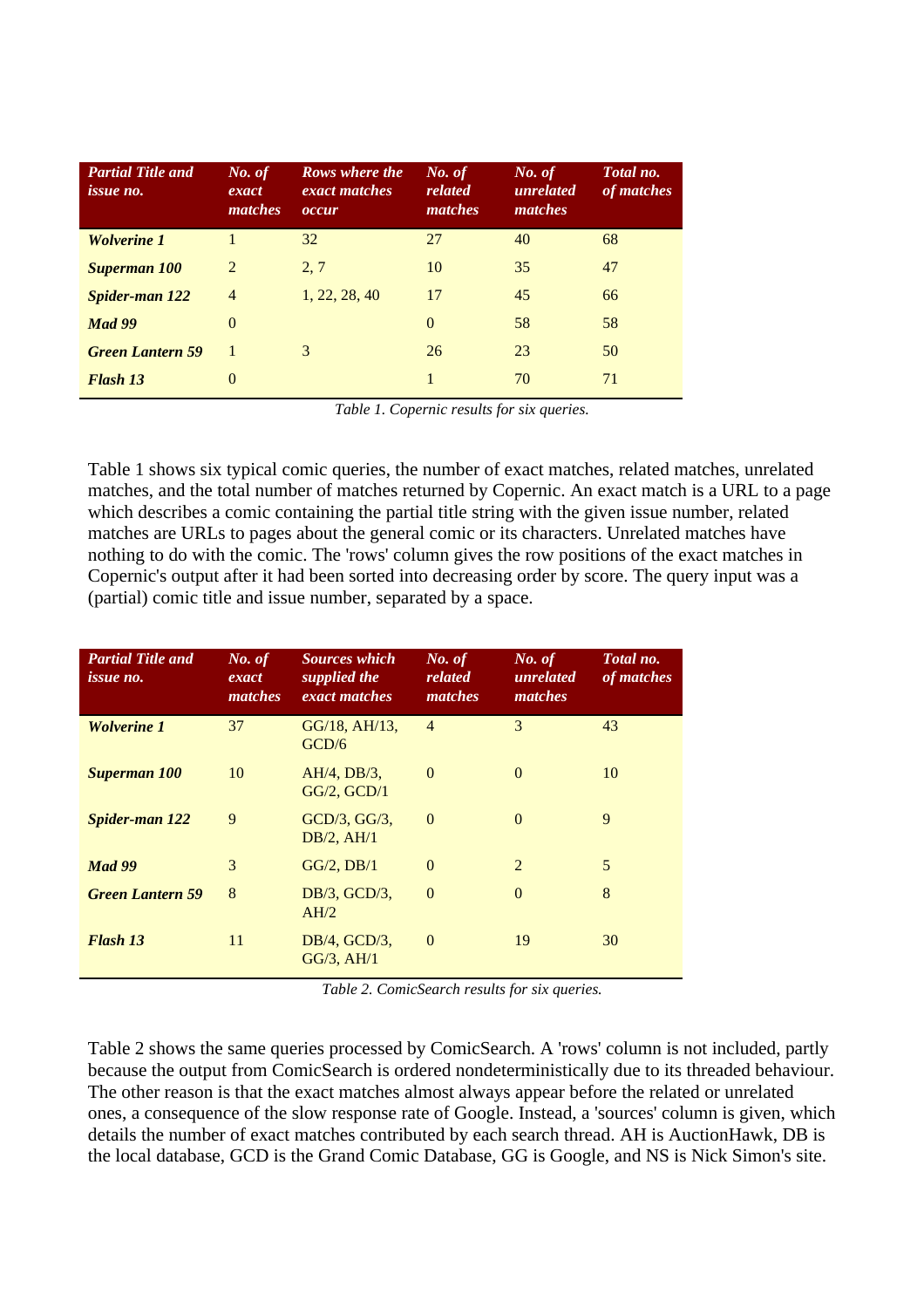| *Partial Title and issue no.* | *No. of exact matches* | *Rows where the exact matches occur* | *No. of related matches* | *No. of unrelated matches* | *Total no. of matches* |
|---|---|---|---|---|---|
| ***Wolverine 1*** | 1 | 32 | 27 | 40 | 68 |
| ***Superman 100*** | 2 | 2, 7 | 10 | 35 | 47 |
| ***Spider-man 122*** | 4 | 1, 22, 28, 40 | 17 | 45 | 66 |
| ***Mad 99*** | 0 | | 0 | 58 | 58 |
| ***Green Lantern 59*** | 1 | 3 | 26 | 23 | 50 |
| ***Flash 13*** | 0 | | 1 | 70 | 71 |

*Table 1. Copernic results for six queries.*

Table 1 shows six typical comic queries, the number of exact matches, related matches, unrelated matches, and the total number of matches returned by Copernic. An exact match is a URL to a page which describes a comic containing the partial title string with the given issue number, related matches are URLs to pages about the general comic or its characters. Unrelated matches have nothing to do with the comic. The 'rows' column gives the row positions of the exact matches in Copernic's output after it had been sorted into decreasing order by score. The query input was a (partial) comic title and issue number, separated by a space.

| *Partial Title and issue no.* | *No. of exact matches* | *Sources which supplied the exact matches* | *No. of related matches* | *No. of unrelated matches* | *Total no. of matches* |
|---|---|---|---|---|---|
| ***Wolverine 1*** | 37 | GG/18, AH/13, GCD/6 | 4 | 3 | 43 |
| ***Superman 100*** | 10 | AH/4, DB/3, GG/2, GCD/1 | 0 | 0 | 10 |
| ***Spider-man 122*** | 9 | GCD/3, GG/3, DB/2, AH/1 | 0 | 0 | 9 |
| ***Mad 99*** | 3 | GG/2, DB/1 | 0 | 2 | 5 |
| ***Green Lantern 59*** | 8 | DB/3, GCD/3, AH/2 | 0 | 0 | 8 |
| ***Flash 13*** | 11 | DB/4, GCD/3, GG/3, AH/1 | 0 | 19 | 30 |

*Table 2. ComicSearch results for six queries.*

Table 2 shows the same queries processed by ComicSearch. A 'rows' column is not included, partly because the output from ComicSearch is ordered nondeterministically due to its threaded behaviour. The other reason is that the exact matches almost always appear before the related or unrelated ones, a consequence of the slow response rate of Google. Instead, a 'sources' column is given, which details the number of exact matches contributed by each search thread. AH is AuctionHawk, DB is the local database, GCD is the Grand Comic Database, GG is Google, and NS is Nick Simon's site.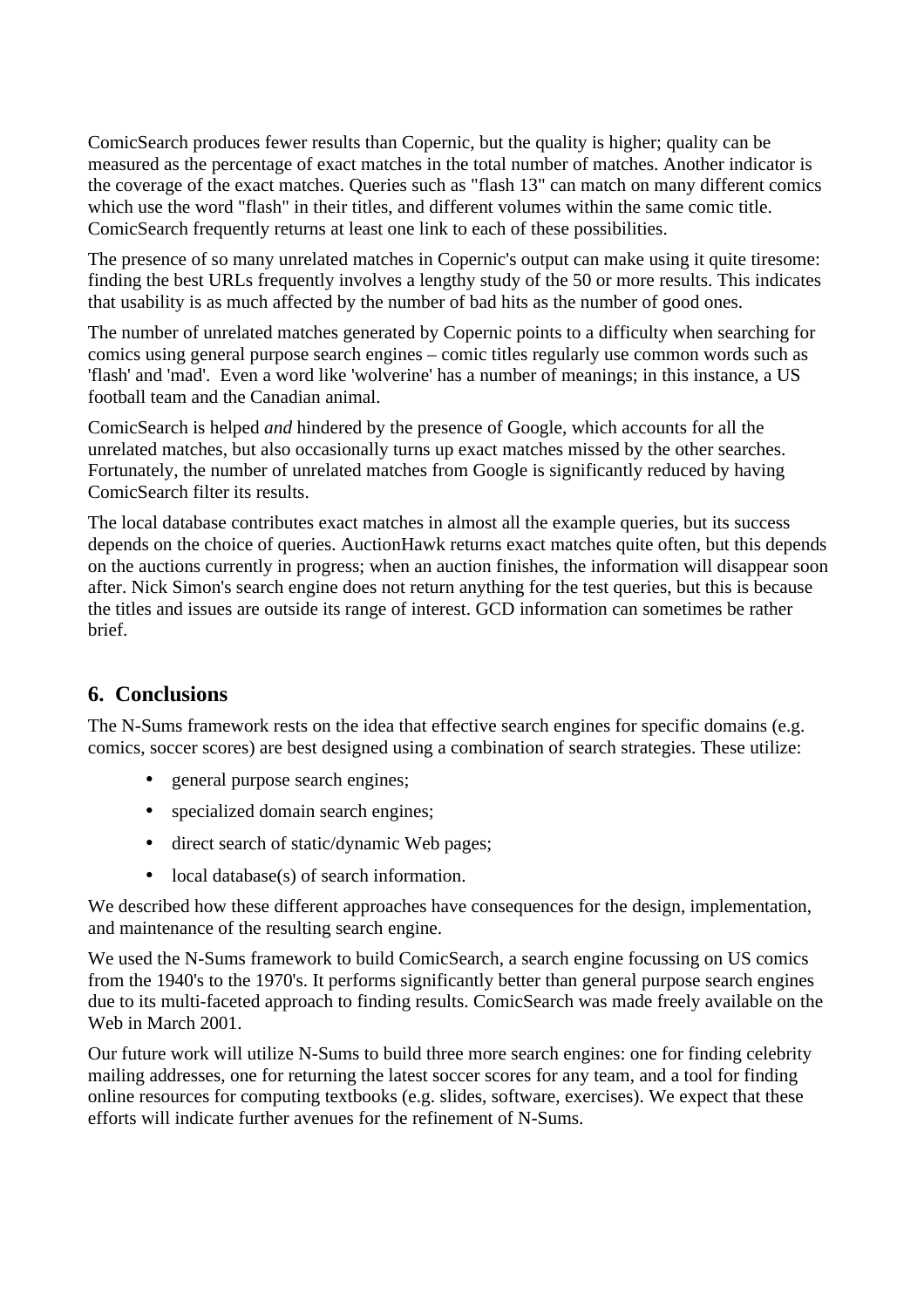ComicSearch produces fewer results than Copernic, but the quality is higher; quality can be measured as the percentage of exact matches in the total number of matches. Another indicator is the coverage of the exact matches. Queries such as "flash 13" can match on many different comics which use the word "flash" in their titles, and different volumes within the same comic title. ComicSearch frequently returns at least one link to each of these possibilities.

The presence of so many unrelated matches in Copernic's output can make using it quite tiresome: finding the best URLs frequently involves a lengthy study of the 50 or more results. This indicates that usability is as much affected by the number of bad hits as the number of good ones.

The number of unrelated matches generated by Copernic points to a difficulty when searching for comics using general purpose search engines – comic titles regularly use common words such as 'flash' and 'mad'.  Even a word like 'wolverine' has a number of meanings; in this instance, a US football team and the Canadian animal.

ComicSearch is helped *and* hindered by the presence of Google, which accounts for all the unrelated matches, but also occasionally turns up exact matches missed by the other searches. Fortunately, the number of unrelated matches from Google is significantly reduced by having ComicSearch filter its results.

The local database contributes exact matches in almost all the example queries, but its success depends on the choice of queries. AuctionHawk returns exact matches quite often, but this depends on the auctions currently in progress; when an auction finishes, the information will disappear soon after. Nick Simon's search engine does not return anything for the test queries, but this is because the titles and issues are outside its range of interest. GCD information can sometimes be rather brief.

## 6. Conclusions

The N-Sums framework rests on the idea that effective search engines for specific domains (e.g. comics, soccer scores) are best designed using a combination of search strategies. These utilize:

- general purpose search engines;
- specialized domain search engines;
- direct search of static/dynamic Web pages;
- local database(s) of search information.

We described how these different approaches have consequences for the design, implementation, and maintenance of the resulting search engine.

We used the N-Sums framework to build ComicSearch, a search engine focussing on US comics from the 1940's to the 1970's. It performs significantly better than general purpose search engines due to its multi-faceted approach to finding results. ComicSearch was made freely available on the Web in March 2001.

Our future work will utilize N-Sums to build three more search engines: one for finding celebrity mailing addresses, one for returning the latest soccer scores for any team, and a tool for finding online resources for computing textbooks (e.g. slides, software, exercises). We expect that these efforts will indicate further avenues for the refinement of N-Sums.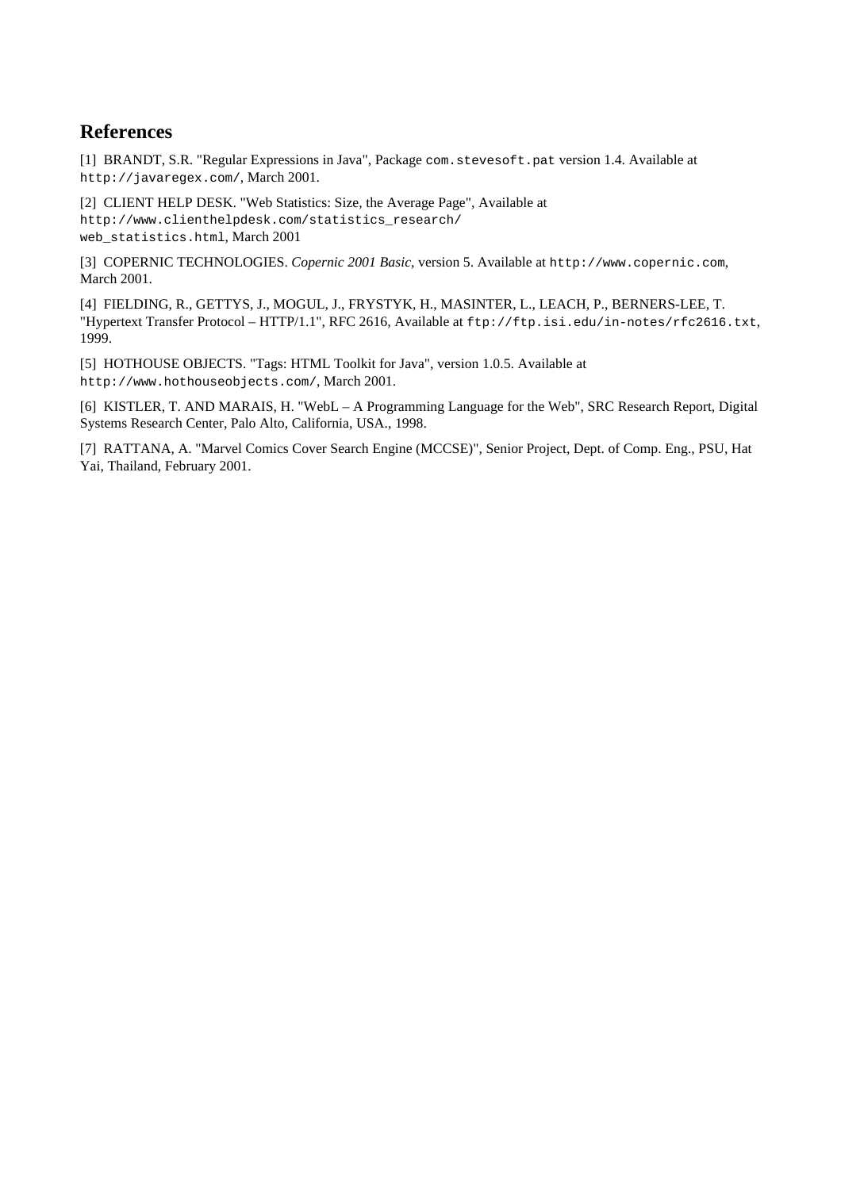## References

[1] BRANDT, S.R. "Regular Expressions in Java", Package `com.stevesoft.pat` version 1.4. Available at `http://javaregex.com/`, March 2001.

[2] CLIENT HELP DESK. "Web Statistics: Size, the Average Page", Available at `http://www.clienthelpdesk.com/statistics_research/web_statistics.html`, March 2001

[3] COPERNIC TECHNOLOGIES. *Copernic 2001 Basic*, version 5. Available at `http://www.copernic.com`, March 2001.

[4] FIELDING, R., GETTYS, J., MOGUL, J., FRYSTYK, H., MASINTER, L., LEACH, P., BERNERS-LEE, T. "Hypertext Transfer Protocol – HTTP/1.1", RFC 2616, Available at `ftp://ftp.isi.edu/in-notes/rfc2616.txt`, 1999.

[5] HOTHOUSE OBJECTS. "Tags: HTML Toolkit for Java", version 1.0.5. Available at `http://www.hothouseobjects.com/`, March 2001.

[6] KISTLER, T. AND MARAIS, H. "WebL – A Programming Language for the Web", SRC Research Report, Digital Systems Research Center, Palo Alto, California, USA., 1998.

[7] RATTANA, A. "Marvel Comics Cover Search Engine (MCCSE)", Senior Project, Dept. of Comp. Eng., PSU, Hat Yai, Thailand, February 2001.